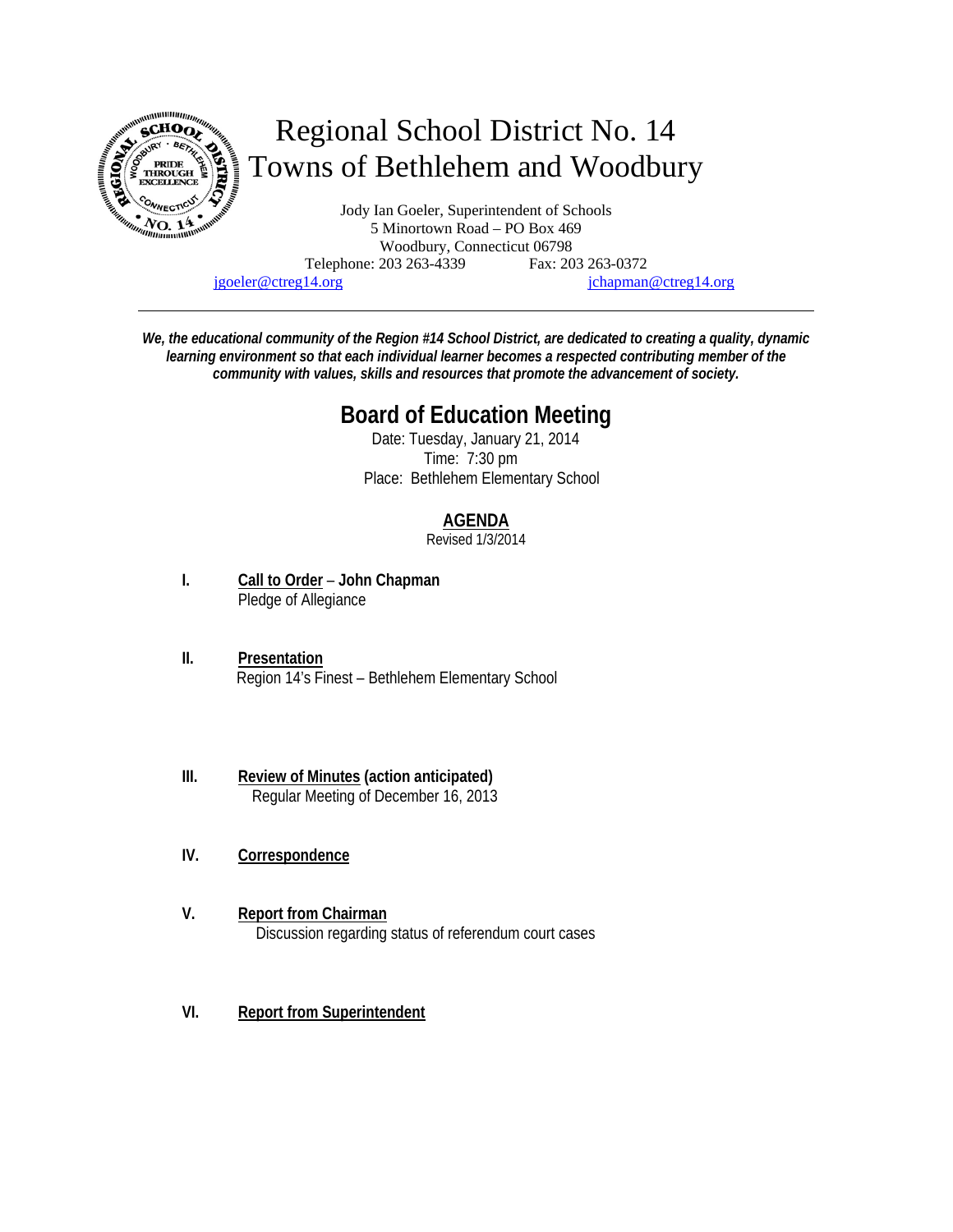# Regional School District No. 14
# Towns of Bethlehem and Woodbury

Jody Ian Goeler, Superintendent of Schools
5 Minortown Road – PO Box 469
Woodbury, Connecticut 06798
Telephone: 203 263-4339 Fax: 203 263-0372
jgoeler@ctreg14.org jchapman@ctreg14.org

---

***We, the educational community of the Region #14 School District, are dedicated to creating a quality, dynamic learning environment so that each individual learner becomes a respected contributing member of the community with values, skills and resources that promote the advancement of society.***

## Board of Education Meeting

Date: Tuesday, January 21, 2014
Time: 7:30 pm
Place: Bethlehem Elementary School

### AGENDA

Revised 1/3/2014

**I. Call to Order – John Chapman**
Pledge of Allegiance

**II. Presentation**
Region 14's Finest – Bethlehem Elementary School

**III. Review of Minutes (action anticipated)**
Regular Meeting of December 16, 2013

**IV. Correspondence**

**V. Report from Chairman**
Discussion regarding status of referendum court cases

**VI. Report from Superintendent**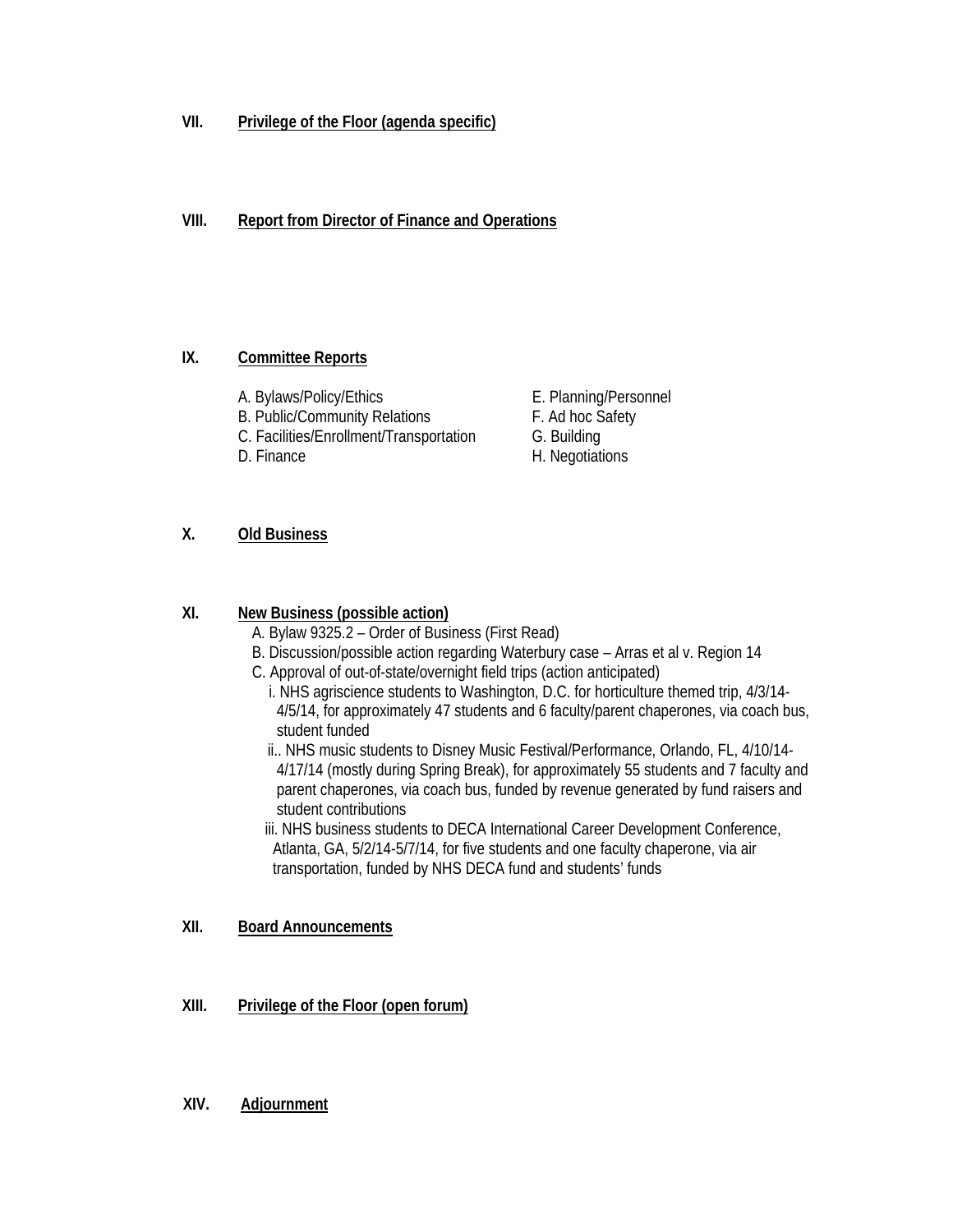**VII. <u>Privilege of the Floor (agenda specific)</u>**

**VIII. <u>Report from Director of Finance and Operations</u>**

**IX. <u>Committee Reports</u>**

A. Bylaws/Policy/Ethics
B. Public/Community Relations
C. Facilities/Enrollment/Transportation
D. Finance
E. Planning/Personnel
F. Ad hoc Safety
G. Building
H. Negotiations

**X. <u>Old Business</u>**

**XI. <u>New Business (possible action)</u>**

A. Bylaw 9325.2 – Order of Business (First Read)
B. Discussion/possible action regarding Waterbury case – Arras et al v. Region 14
C. Approval of out-of-state/overnight field trips (action anticipated)
  i. NHS agriscience students to Washington, D.C. for horticulture themed trip, 4/3/14-4/5/14, for approximately 47 students and 6 faculty/parent chaperones, via coach bus, student funded
  ii.. NHS music students to Disney Music Festival/Performance, Orlando, FL, 4/10/14-4/17/14 (mostly during Spring Break), for approximately 55 students and 7 faculty and parent chaperones, via coach bus, funded by revenue generated by fund raisers and student contributions
  iii. NHS business students to DECA International Career Development Conference, Atlanta, GA, 5/2/14-5/7/14, for five students and one faculty chaperone, via air transportation, funded by NHS DECA fund and students' funds

**XII. <u>Board Announcements</u>**

**XIII. <u>Privilege of the Floor (open forum)</u>**

**XIV. <u>Adjournment</u>**